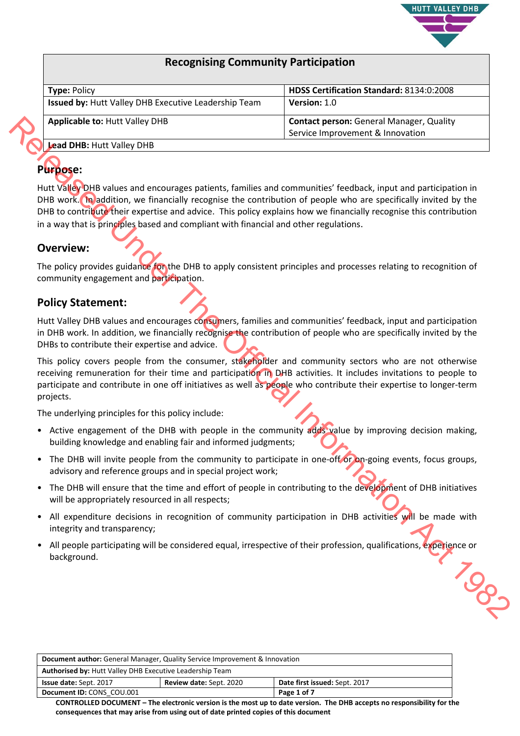# Recognising Community Participation

| **Type:** Policy | **HDSS Certification Standard:** 8134:0:2008 |
|---|---|
| **Issued by:** Hutt Valley DHB Executive Leadership Team | **Version:** 1.0 |
| **Applicable to:** Hutt Valley DHB | **Contact person:** General Manager, Quality Service Improvement & Innovation |
| **Lead DHB:** Hutt Valley DHB | |

Released Under The Official Information Act 1982

## Purpose:

Hutt Valley DHB values and encourages patients, families and communities' feedback, input and participation in DHB work. In addition, we financially recognise the contribution of people who are specifically invited by the DHB to contribute their expertise and advice. This policy explains how we financially recognise this contribution in a way that is principles based and compliant with financial and other regulations.

## Overview:

The policy provides guidance for the DHB to apply consistent principles and processes relating to recognition of community engagement and participation.

## Policy Statement:

Hutt Valley DHB values and encourages consumers, families and communities' feedback, input and participation in DHB work. In addition, we financially recognise the contribution of people who are specifically invited by the DHBs to contribute their expertise and advice.

This policy covers people from the consumer, stakeholder and community sectors who are not otherwise receiving remuneration for their time and participation in DHB activities. It includes invitations to people to participate and contribute in one off initiatives as well as people who contribute their expertise to longer-term projects.

The underlying principles for this policy include:

- Active engagement of the DHB with people in the community adds value by improving decision making, building knowledge and enabling fair and informed judgments;
- The DHB will invite people from the community to participate in one-off or on-going events, focus groups, advisory and reference groups and in special project work;
- The DHB will ensure that the time and effort of people in contributing to the development of DHB initiatives will be appropriately resourced in all respects;
- All expenditure decisions in recognition of community participation in DHB activities will be made with integrity and transparency;
- All people participating will be considered equal, irrespective of their profession, qualifications, experience or background.

| **Document author:** General Manager, Quality Service Improvement & Innovation | | |
|---|---|---|
| **Authorised by:** Hutt Valley DHB Executive Leadership Team | | |
| **Issue date:** Sept. 2017 | **Review date:** Sept. 2020 | **Date first issued:** Sept. 2017 |
| **Document ID:** CONS_COU.001 | | |

**CONTROLLED DOCUMENT – The electronic version is the most up to date version. The DHB accepts no responsibility for the consequences that may arise from using out of date printed copies of this document**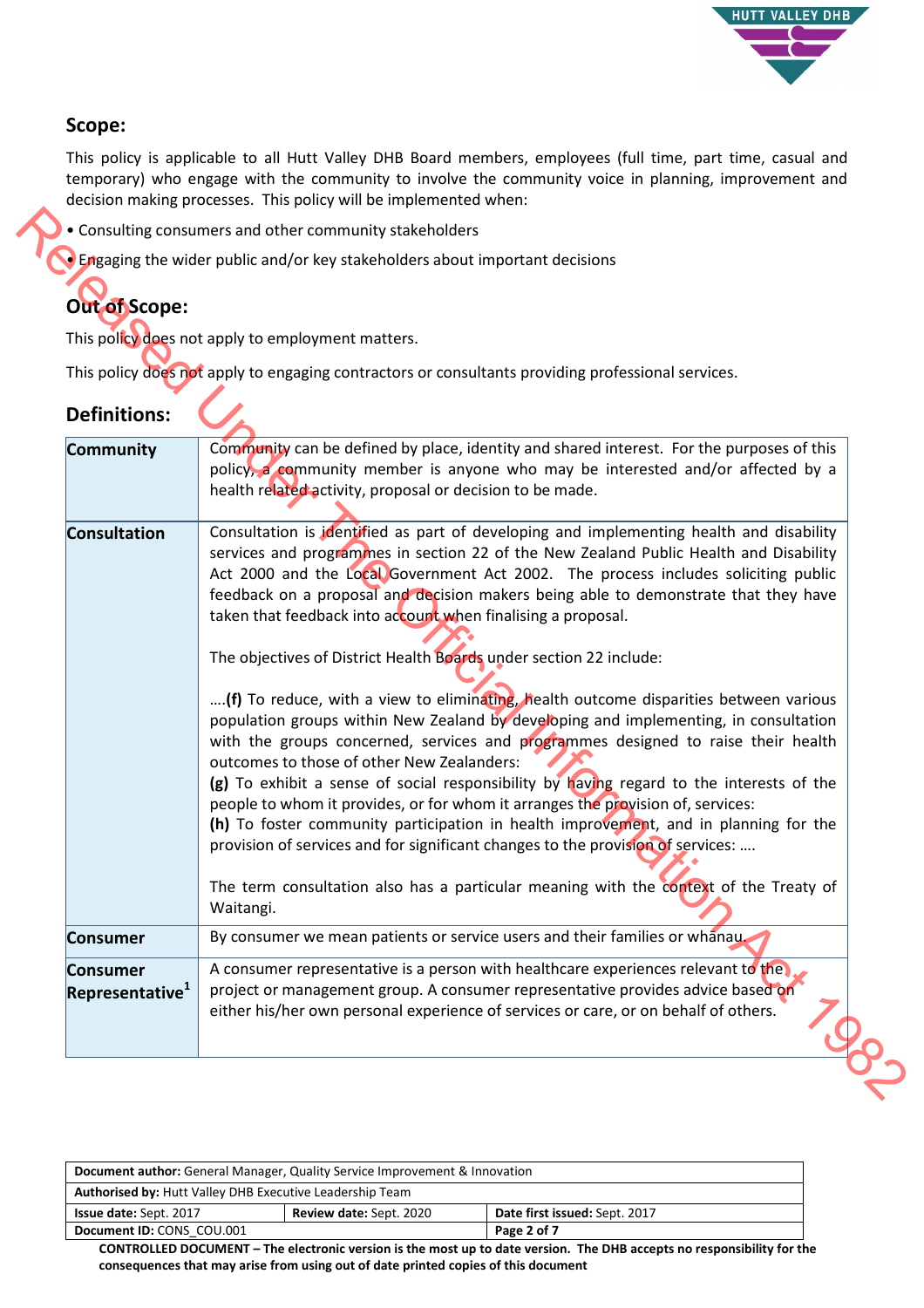## Scope:

This policy is applicable to all Hutt Valley DHB Board members, employees (full time, part time, casual and temporary) who engage with the community to involve the community voice in planning, improvement and decision making processes. This policy will be implemented when:

- Consulting consumers and other community stakeholders
- Engaging the wider public and/or key stakeholders about important decisions

## Out of Scope:

This policy does not apply to employment matters.

This policy does not apply to engaging contractors or consultants providing professional services.

## Definitions:

| | |
|---|---|
| **Community** | Community can be defined by place, identity and shared interest. For the purposes of this policy, a community member is anyone who may be interested and/or affected by a health related activity, proposal or decision to be made. |
| **Consultation** | Consultation is identified as part of developing and implementing health and disability services and programmes in section 22 of the New Zealand Public Health and Disability Act 2000 and the Local Government Act 2002. The process includes soliciting public feedback on a proposal and decision makers being able to demonstrate that they have taken that feedback into account when finalising a proposal.<br><br>The objectives of District Health Boards under section 22 include:<br><br>….**(f)** To reduce, with a view to eliminating, health outcome disparities between various population groups within New Zealand by developing and implementing, in consultation with the groups concerned, services and programmes designed to raise their health outcomes to those of other New Zealanders:<br>**(g)** To exhibit a sense of social responsibility by having regard to the interests of the people to whom it provides, or for whom it arranges the provision of, services:<br>**(h)** To foster community participation in health improvement, and in planning for the provision of services and for significant changes to the provision of services: ….<br><br>The term consultation also has a particular meaning with the context of the Treaty of Waitangi. |
| **Consumer** | By consumer we mean patients or service users and their families or whanau. |
| **Consumer Representative**[1] | A consumer representative is a person with healthcare experiences relevant to the project or management group. A consumer representative provides advice based on either his/her own personal experience of services or care, or on behalf of others. |

| | | |
|---|---|---|
| **Document author:** General Manager, Quality Service Improvement & Innovation | | |
| **Authorised by:** Hutt Valley DHB Executive Leadership Team | | |
| **Issue date:** Sept. 2017 | **Review date:** Sept. 2020 | **Date first issued:** Sept. 2017 |
| **Document ID:** CONS_COU.001 | | |

**CONTROLLED DOCUMENT – The electronic version is the most up to date version. The DHB accepts no responsibility for the consequences that may arise from using out of date printed copies of this document**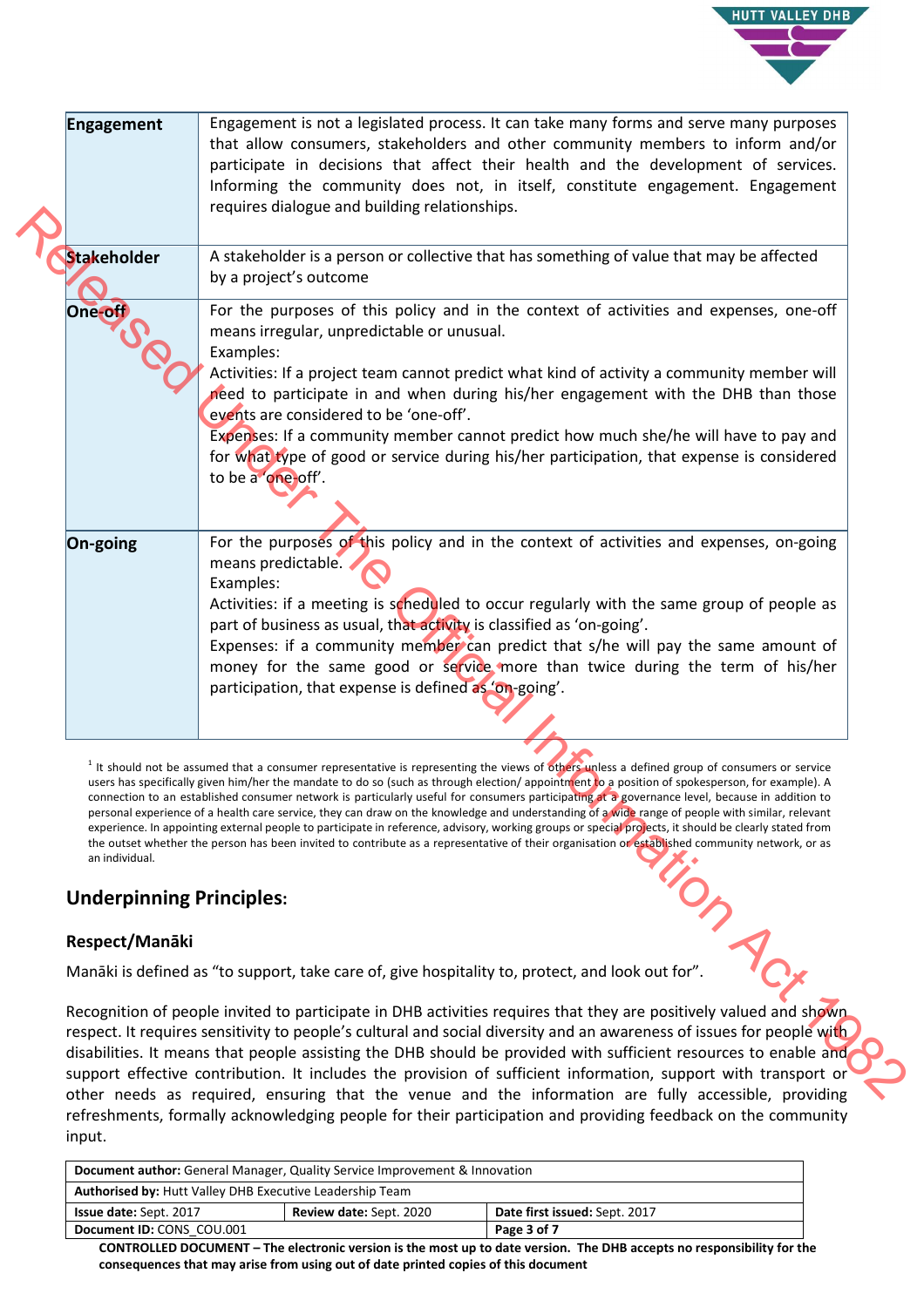| Engagement | Engagement is not a legislated process. It can take many forms and serve many purposes that allow consumers, stakeholders and other community members to inform and/or participate in decisions that affect their health and the development of services. Informing the community does not, in itself, constitute engagement. Engagement requires dialogue and building relationships. |
|---|---|
| Stakeholder | A stakeholder is a person or collective that has something of value that may be affected by a project's outcome |
| One-off | For the purposes of this policy and in the context of activities and expenses, one-off means irregular, unpredictable or unusual.<br>Examples:<br>Activities: If a project team cannot predict what kind of activity a community member will need to participate in and when during his/her engagement with the DHB than those events are considered to be 'one-off'.<br>Expenses: If a community member cannot predict how much she/he will have to pay and for what type of good or service during his/her participation, that expense is considered to be a 'one-off'. |
| On-going | For the purposes of this policy and in the context of activities and expenses, on-going means predictable.<br>Examples:<br>Activities: if a meeting is scheduled to occur regularly with the same group of people as part of business as usual, that activity is classified as 'on-going'.<br>Expenses: if a community member can predict that s/he will pay the same amount of money for the same good or service more than twice during the term of his/her participation, that expense is defined as 'on-going'. |

[1] It should not be assumed that a consumer representative is representing the views of others unless a defined group of consumers or service users has specifically given him/her the mandate to do so (such as through election/ appointment to a position of spokesperson, for example). A connection to an established consumer network is particularly useful for consumers participating at a governance level, because in addition to personal experience of a health care service, they can draw on the knowledge and understanding of a wide range of people with similar, relevant experience. In appointing external people to participate in reference, advisory, working groups or special projects, it should be clearly stated from the outset whether the person has been invited to contribute as a representative of their organisation or established community network, or as an individual.

## Underpinning Principles:

### Respect/Manāki

Manāki is defined as "to support, take care of, give hospitality to, protect, and look out for".

Recognition of people invited to participate in DHB activities requires that they are positively valued and shown respect. It requires sensitivity to people's cultural and social diversity and an awareness of issues for people with disabilities. It means that people assisting the DHB should be provided with sufficient resources to enable and support effective contribution. It includes the provision of sufficient information, support with transport or other needs as required, ensuring that the venue and the information are fully accessible, providing refreshments, formally acknowledging people for their participation and providing feedback on the community input.

| Document author: General Manager, Quality Service Improvement & Innovation | | |
|---|---|---|
| Authorised by: Hutt Valley DHB Executive Leadership Team | | |
| Issue date: Sept. 2017 | Review date: Sept. 2020 | Date first issued: Sept. 2017 |
| Document ID: CONS_COU.001 | | |

**CONTROLLED DOCUMENT – The electronic version is the most up to date version. The DHB accepts no responsibility for the consequences that may arise from using out of date printed copies of this document**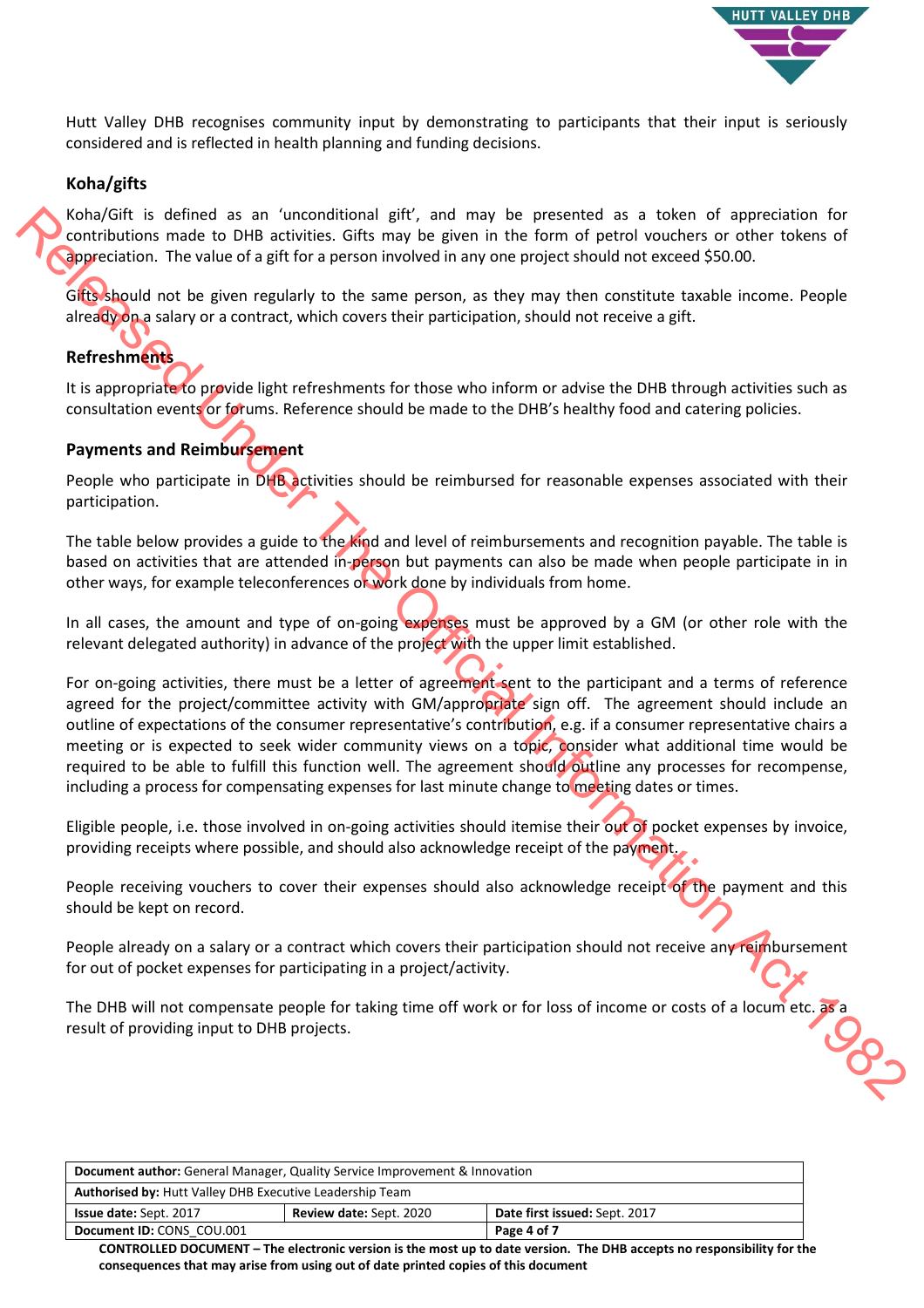Hutt Valley DHB recognises community input by demonstrating to participants that their input is seriously considered and is reflected in health planning and funding decisions.

### Koha/gifts

Koha/Gift is defined as an 'unconditional gift', and may be presented as a token of appreciation for contributions made to DHB activities. Gifts may be given in the form of petrol vouchers or other tokens of appreciation. The value of a gift for a person involved in any one project should not exceed $50.00.

Gifts should not be given regularly to the same person, as they may then constitute taxable income. People already on a salary or a contract, which covers their participation, should not receive a gift.

### Refreshments

It is appropriate to provide light refreshments for those who inform or advise the DHB through activities such as consultation events or forums. Reference should be made to the DHB's healthy food and catering policies.

### Payments and Reimbursement

People who participate in DHB activities should be reimbursed for reasonable expenses associated with their participation.

The table below provides a guide to the kind and level of reimbursements and recognition payable. The table is based on activities that are attended in-person but payments can also be made when people participate in in other ways, for example teleconferences or work done by individuals from home.

In all cases, the amount and type of on-going expenses must be approved by a GM (or other role with the relevant delegated authority) in advance of the project with the upper limit established.

For on-going activities, there must be a letter of agreement sent to the participant and a terms of reference agreed for the project/committee activity with GM/appropriate sign off. The agreement should include an outline of expectations of the consumer representative's contribution, e.g. if a consumer representative chairs a meeting or is expected to seek wider community views on a topic, consider what additional time would be required to be able to fulfill this function well. The agreement should outline any processes for recompense, including a process for compensating expenses for last minute change to meeting dates or times.

Eligible people, i.e. those involved in on-going activities should itemise their out of pocket expenses by invoice, providing receipts where possible, and should also acknowledge receipt of the payment.

People receiving vouchers to cover their expenses should also acknowledge receipt of the payment and this should be kept on record.

People already on a salary or a contract which covers their participation should not receive any reimbursement for out of pocket expenses for participating in a project/activity.

The DHB will not compensate people for taking time off work or for loss of income or costs of a locum etc. as a result of providing input to DHB projects.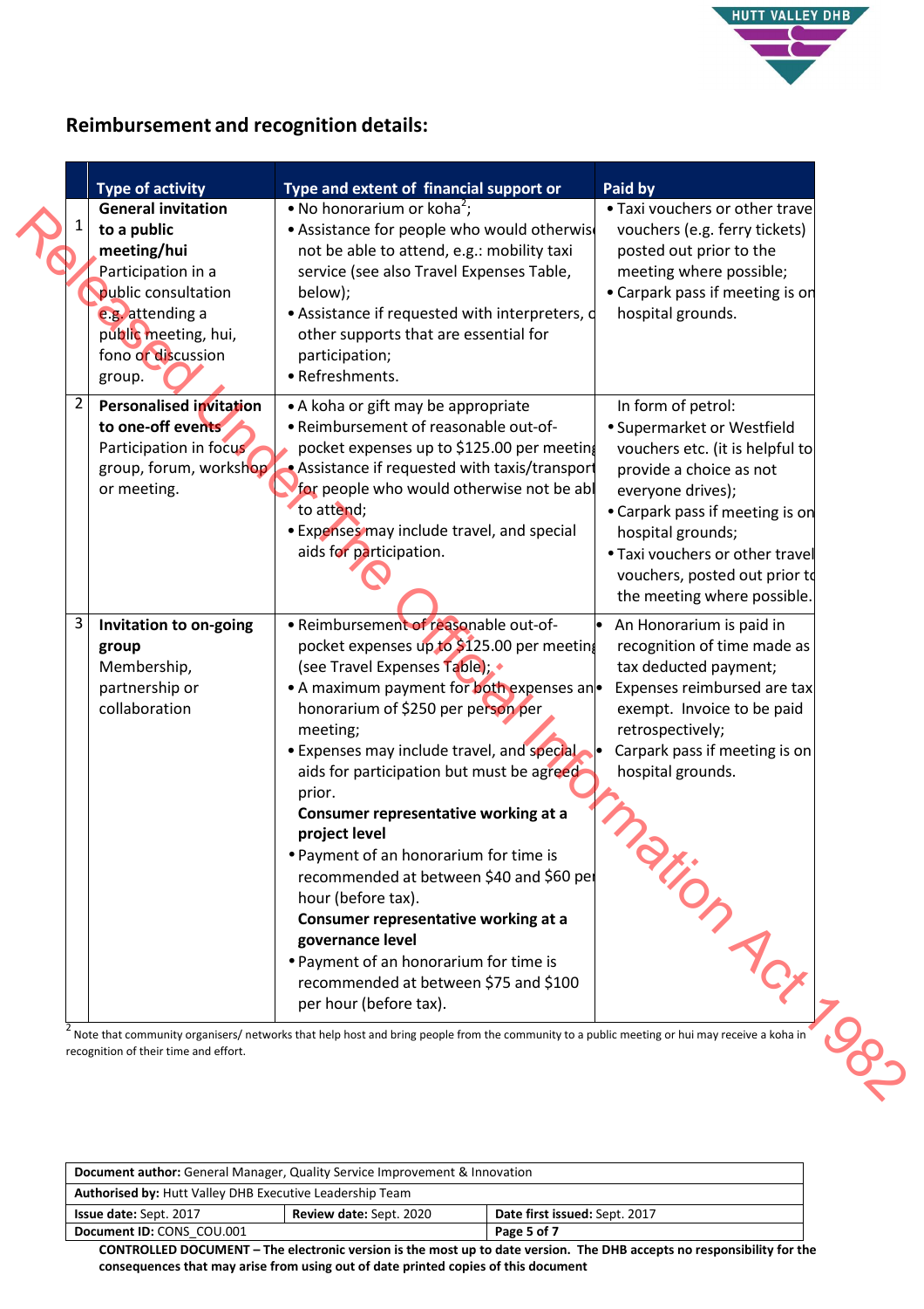## Reimbursement and recognition details:

| | Type of activity | Type and extent of financial support or | Paid by |
|---|---|---|---|
| 1 | **General invitation to a public meeting/hui**<br>Participation in a public consultation e.g. attending a public meeting, hui, fono or discussion group. | • No honorarium or koha[2];<br>• Assistance for people who would otherwise not be able to attend, e.g.: mobility taxi service (see also Travel Expenses Table, below);<br>• Assistance if requested with interpreters, o other supports that are essential for participation;<br>• Refreshments. | • Taxi vouchers or other trave vouchers (e.g. ferry tickets) posted out prior to the meeting where possible;<br>• Carpark pass if meeting is on hospital grounds. |
| 2 | **Personalised invitation to one-off events**<br>Participation in focus group, forum, workshop or meeting. | • A koha or gift may be appropriate<br>• Reimbursement of reasonable out-of-pocket expenses up to $125.00 per meeting<br>• Assistance if requested with taxis/transport for people who would otherwise not be abl to attend;<br>• Expenses may include travel, and special aids for participation. | In form of petrol:<br>• Supermarket or Westfield vouchers etc. (it is helpful to provide a choice as not everyone drives);<br>• Carpark pass if meeting is on hospital grounds;<br>• Taxi vouchers or other travel vouchers, posted out prior to the meeting where possible. |
| 3 | **Invitation to on-going group**<br>Membership, partnership or collaboration | • Reimbursement of reasonable out-of-pocket expenses up to $125.00 per meeting (see Travel Expenses Table);<br>• A maximum payment for both expenses an honorarium of $250 per person per meeting;<br>• Expenses may include travel, and special aids for participation but must be agreed prior.<br>**Consumer representative working at a project level**<br>• Payment of an honorarium for time is recommended at between $40 and $60 per hour (before tax).<br>**Consumer representative working at a governance level**<br>• Payment of an honorarium for time is recommended at between $75 and $100 per hour (before tax). | • An Honorarium is paid in recognition of time made as tax deducted payment;<br>• Expenses reimbursed are tax exempt. Invoice to be paid retrospectively;<br>• Carpark pass if meeting is on hospital grounds. |

[2] Note that community organisers/ networks that help host and bring people from the community to a public meeting or hui may receive a koha in recognition of their time and effort.

| **Document author:** General Manager, Quality Service Improvement & Innovation | | |
|---|---|---|
| **Authorised by:** Hutt Valley DHB Executive Leadership Team | | |
| **Issue date:** Sept. 2017 | **Review date:** Sept. 2020 | **Date first issued:** Sept. 2017 |
| **Document ID:** CONS_COU.001 | | |

**CONTROLLED DOCUMENT – The electronic version is the most up to date version. The DHB accepts no responsibility for the consequences that may arise from using out of date printed copies of this document**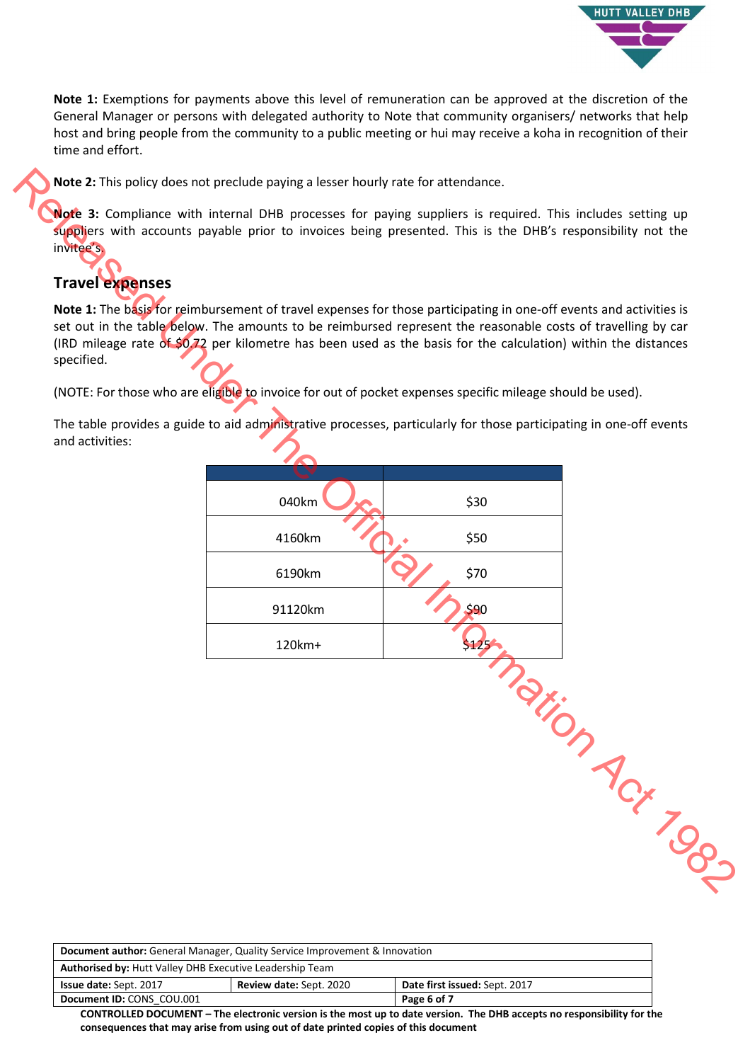**Note 1:** Exemptions for payments above this level of remuneration can be approved at the discretion of the General Manager or persons with delegated authority to Note that community organisers/ networks that help host and bring people from the community to a public meeting or hui may receive a koha in recognition of their time and effort.

**Note 2:** This policy does not preclude paying a lesser hourly rate for attendance.

**Note 3:** Compliance with internal DHB processes for paying suppliers is required. This includes setting up suppliers with accounts payable prior to invoices being presented. This is the DHB's responsibility not the invitee's.

## Travel expenses

**Note 1:** The basis for reimbursement of travel expenses for those participating in one-off events and activities is set out in the table below. The amounts to be reimbursed represent the reasonable costs of travelling by car (IRD mileage rate of $0.72 per kilometre has been used as the basis for the calculation) within the distances specified.

(NOTE: For those who are eligible to invoice for out of pocket expenses specific mileage should be used).

The table provides a guide to aid administrative processes, particularly for those participating in one-off events and activities:

| | |
|---|---|
| 040km | $30 |
| 4160km | $50 |
| 6190km | $70 |
| 91120km | $90 |
| 120km+ | $125 |

Released Under The Official Information Act 1982

| | | |
|---|---|---|
| **Document author:** General Manager, Quality Service Improvement & Innovation | | |
| **Authorised by:** Hutt Valley DHB Executive Leadership Team | | |
| **Issue date:** Sept. 2017 | **Review date:** Sept. 2020 | **Date first issued:** Sept. 2017 |
| **Document ID:** CONS_COU.001 | | |

**CONTROLLED DOCUMENT – The electronic version is the most up to date version. The DHB accepts no responsibility for the consequences that may arise from using out of date printed copies of this document**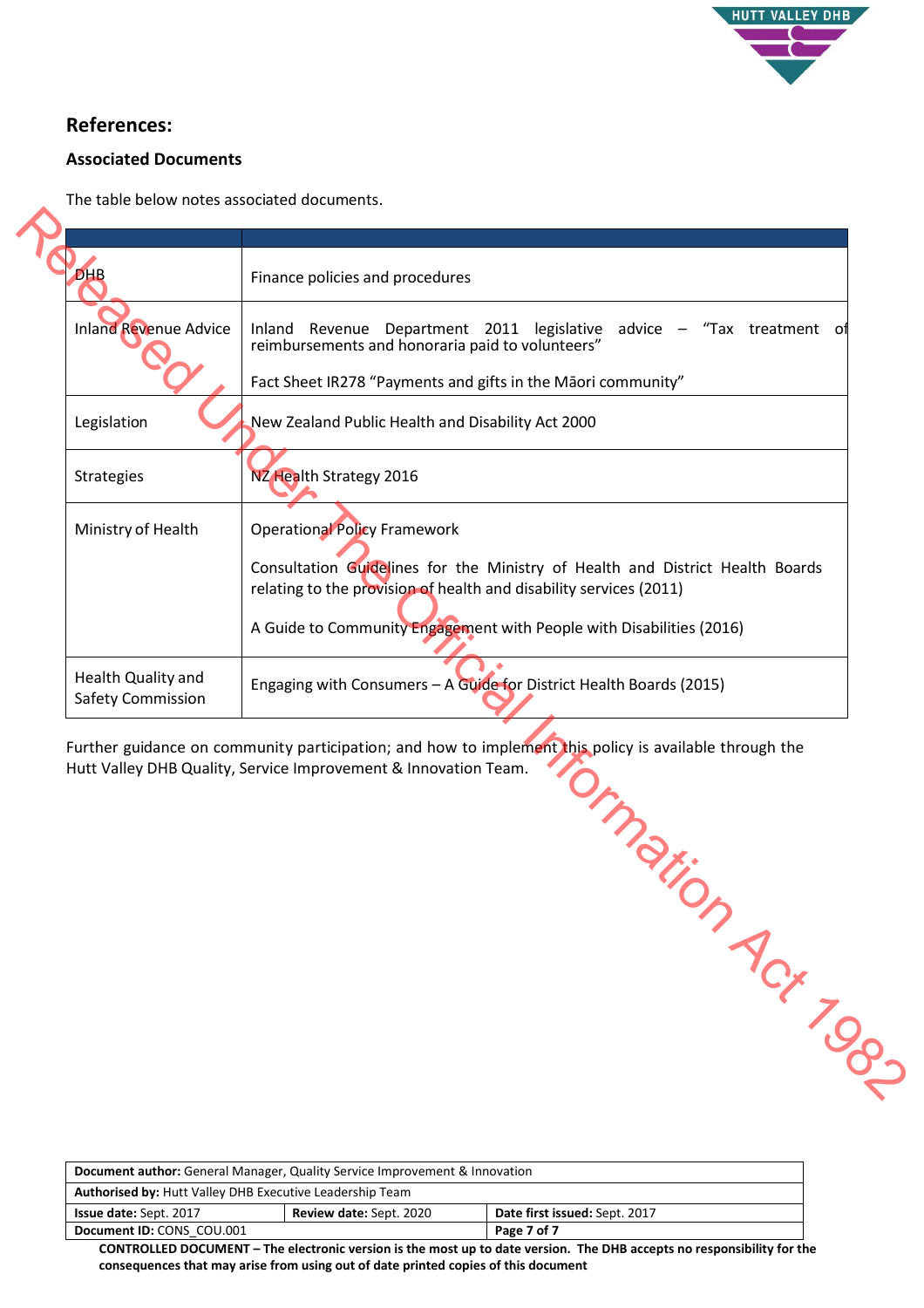## References:

### Associated Documents

The table below notes associated documents.

| | |
|---|---|
| DHB | Finance policies and procedures |
| Inland Revenue Advice | Inland Revenue Department 2011 legislative advice – "Tax treatment of reimbursements and honoraria paid to volunteers"<br><br>Fact Sheet IR278 "Payments and gifts in the Māori community" |
| Legislation | New Zealand Public Health and Disability Act 2000 |
| Strategies | NZ Health Strategy 2016 |
| Ministry of Health | Operational Policy Framework<br><br>Consultation Guidelines for the Ministry of Health and District Health Boards relating to the provision of health and disability services (2011)<br><br>A Guide to Community Engagement with People with Disabilities (2016) |
| Health Quality and Safety Commission | Engaging with Consumers – A Guide for District Health Boards (2015) |

Further guidance on community participation; and how to implement this policy is available through the Hutt Valley DHB Quality, Service Improvement & Innovation Team.

| | | |
|---|---|---|
| **Document author:** General Manager, Quality Service Improvement & Innovation | | |
| **Authorised by:** Hutt Valley DHB Executive Leadership Team | | |
| **Issue date:** Sept. 2017 | **Review date:** Sept. 2020 | **Date first issued:** Sept. 2017 |
| **Document ID:** CONS_COU.001 | | |

**CONTROLLED DOCUMENT – The electronic version is the most up to date version. The DHB accepts no responsibility for the consequences that may arise from using out of date printed copies of this document**